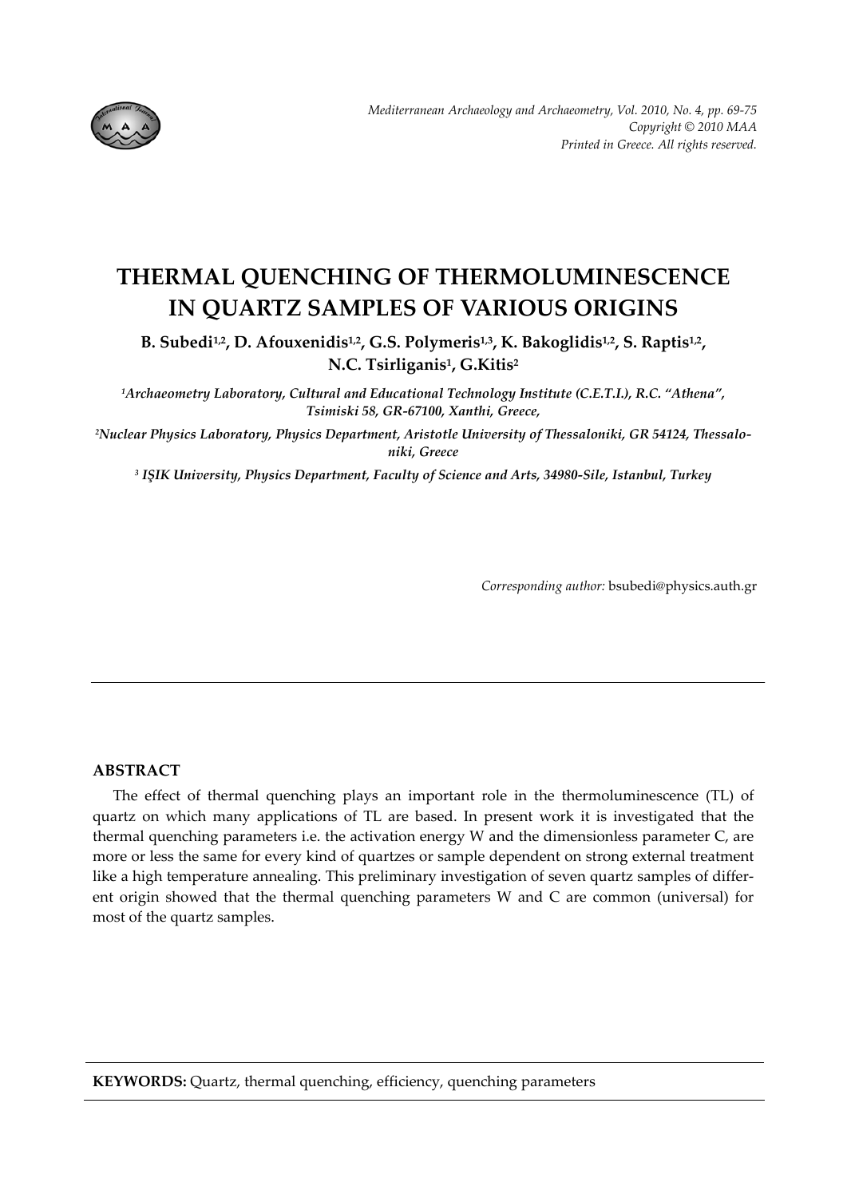# THERMAL QUENCHING OF THERMOLUMINESCENCE IN QUARTZ SAMPLES OF VARIOUS ORIGINS

**B. Subedi[1,2], D. Afouxenidis[1,2], G.S. Polymeris[1,3], K. Bakoglidis[1,2], S. Raptis[1,2], N.C. Tsirliganis[1], G.Kitis[2]**

*[1]Archaeometry Laboratory, Cultural and Educational Technology Institute (C.E.T.I.), R.C. "Athena", Tsimiski 58, GR-67100, Xanthi, Greece,*

*[2]Nuclear Physics Laboratory, Physics Department, Aristotle University of Thessaloniki, GR 54124, Thessaloniki, Greece*

*[3] IŞIK University, Physics Department, Faculty of Science and Arts, 34980-Sile, Istanbul, Turkey*

*Corresponding author:* bsubedi@physics.auth.gr

## ABSTRACT

The effect of thermal quenching plays an important role in the thermoluminescence (TL) of quartz on which many applications of TL are based. In present work it is investigated that the thermal quenching parameters i.e. the activation energy W and the dimensionless parameter C, are more or less the same for every kind of quartzes or sample dependent on strong external treatment like a high temperature annealing. This preliminary investigation of seven quartz samples of different origin showed that the thermal quenching parameters W and C are common (universal) for most of the quartz samples.

**KEYWORDS:** Quartz, thermal quenching, efficiency, quenching parameters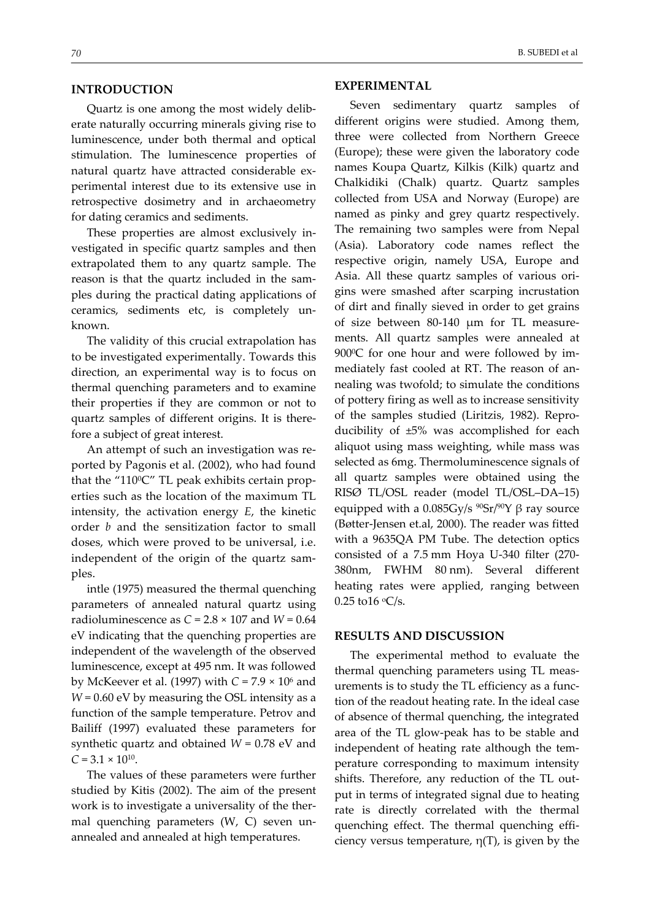## INTRODUCTION

Quartz is one among the most widely deliberate naturally occurring minerals giving rise to luminescence, under both thermal and optical stimulation. The luminescence properties of natural quartz have attracted considerable experimental interest due to its extensive use in retrospective dosimetry and in archaeometry for dating ceramics and sediments.

These properties are almost exclusively investigated in specific quartz samples and then extrapolated them to any quartz sample. The reason is that the quartz included in the samples during the practical dating applications of ceramics, sediments etc, is completely unknown.

The validity of this crucial extrapolation has to be investigated experimentally. Towards this direction, an experimental way is to focus on thermal quenching parameters and to examine their properties if they are common or not to quartz samples of different origins. It is therefore a subject of great interest.

An attempt of such an investigation was reported by Pagonis et al. (2002), who had found that the "110$^0$C" TL peak exhibits certain properties such as the location of the maximum TL intensity, the activation energy $E$, the kinetic order $b$ and the sensitization factor to small doses, which were proved to be universal, i.e. independent of the origin of the quartz samples.

intle (1975) measured the thermal quenching parameters of annealed natural quartz using radioluminescence as $C = 2.8 \times 107$ and $W = 0.64$ eV indicating that the quenching properties are independent of the wavelength of the observed luminescence, except at 495 nm. It was followed by McKeever et al. (1997) with $C = 7.9 \times 10^6$ and $W = 0.60$ eV by measuring the OSL intensity as a function of the sample temperature. Petrov and Bailiff (1997) evaluated these parameters for synthetic quartz and obtained $W = 0.78$ eV and $C = 3.1 \times 10^{10}$.

The values of these parameters were further studied by Kitis (2002). The aim of the present work is to investigate a universality of the thermal quenching parameters (W, C) seven unannealed and annealed at high temperatures.

## EXPERIMENTAL

Seven sedimentary quartz samples of different origins were studied. Among them, three were collected from Northern Greece (Europe); these were given the laboratory code names Koupa Quartz, Kilkis (Kilk) quartz and Chalkidiki (Chalk) quartz. Quartz samples collected from USA and Norway (Europe) are named as pinky and grey quartz respectively. The remaining two samples were from Nepal (Asia). Laboratory code names reflect the respective origin, namely USA, Europe and Asia. All these quartz samples of various origins were smashed after scarping incrustation of dirt and finally sieved in order to get grains of size between 80-140 μm for TL measurements. All quartz samples were annealed at 900$^0$C for one hour and were followed by immediately fast cooled at RT. The reason of annealing was twofold; to simulate the conditions of pottery firing as well as to increase sensitivity of the samples studied (Liritzis, 1982). Reproducibility of ±5% was accomplished for each aliquot using mass weighting, while mass was selected as 6mg. Thermoluminescence signals of all quartz samples were obtained using the RISØ TL/OSL reader (model TL/OSL–DA–15) equipped with a 0.085Gy/s $^{90}Sr/^{90}Y$ β ray source (Bøtter-Jensen et.al, 2000). The reader was fitted with a 9635QA PM Tube. The detection optics consisted of a 7.5 mm Hoya U-340 filter (270-380nm, FWHM 80 nm). Several different heating rates were applied, ranging between 0.25 to16 $^o$C/s.

## RESULTS AND DISCUSSION

The experimental method to evaluate the thermal quenching parameters using TL measurements is to study the TL efficiency as a function of the readout heating rate. In the ideal case of absence of thermal quenching, the integrated area of the TL glow-peak has to be stable and independent of heating rate although the temperature corresponding to maximum intensity shifts. Therefore, any reduction of the TL output in terms of integrated signal due to heating rate is directly correlated with the thermal quenching effect. The thermal quenching efficiency versus temperature, η(T), is given by the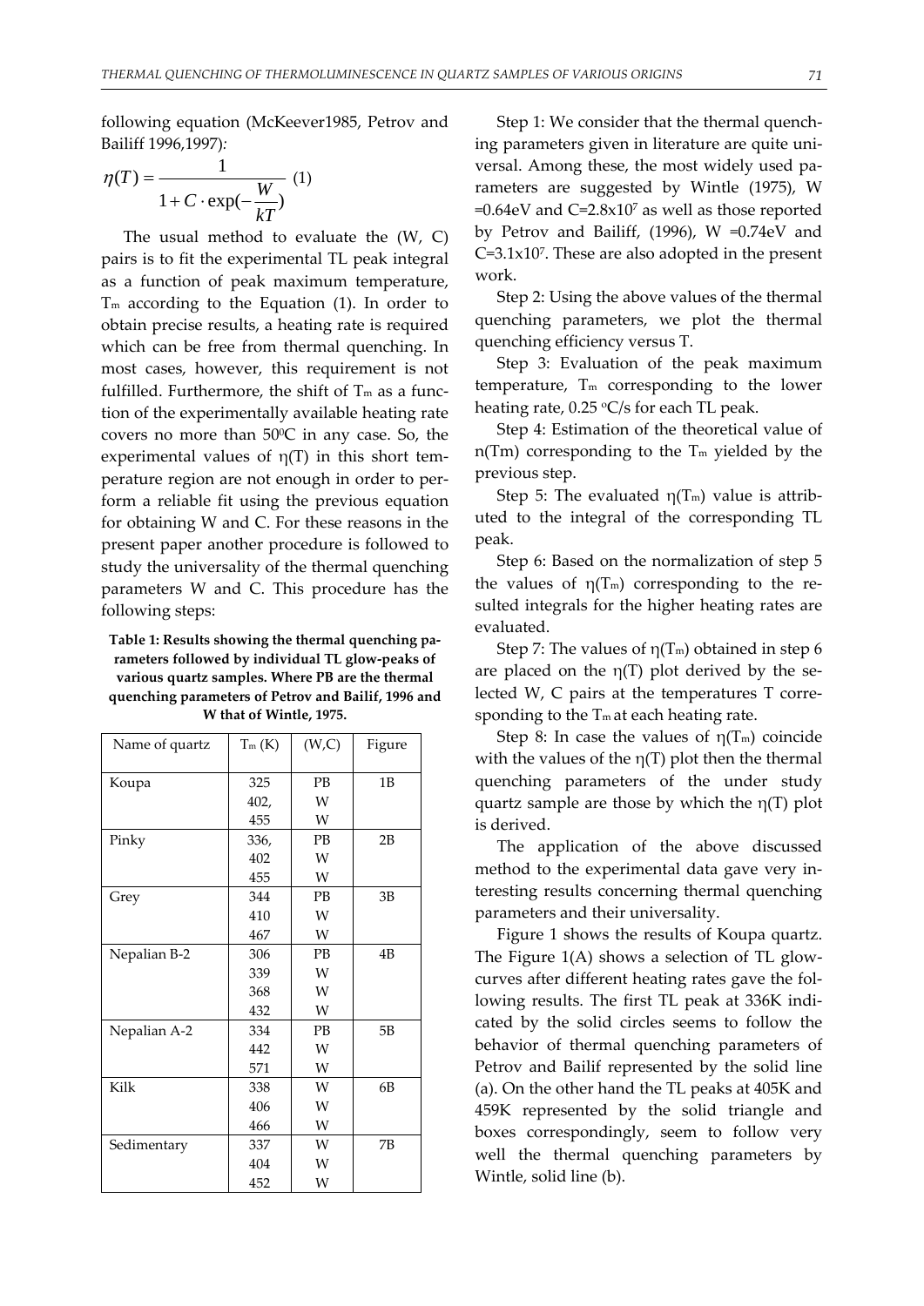following equation (McKeever1985, Petrov and Bailiff 1996,1997):

$$\eta(T) = \frac{1}{1 + C \cdot \exp(-\frac{W}{kT})} \quad (1)$$

The usual method to evaluate the (W, C) pairs is to fit the experimental TL peak integral as a function of peak maximum temperature, $T_m$ according to the Equation (1). In order to obtain precise results, a heating rate is required which can be free from thermal quenching. In most cases, however, this requirement is not fulfilled. Furthermore, the shift of $T_m$ as a function of the experimentally available heating rate covers no more than $50^0$C in any case. So, the experimental values of $\eta(T)$ in this short temperature region are not enough in order to perform a reliable fit using the previous equation for obtaining W and C. For these reasons in the present paper another procedure is followed to study the universality of the thermal quenching parameters W and C. This procedure has the following steps:

**Table 1: Results showing the thermal quenching parameters followed by individual TL glow-peaks of various quartz samples. Where PB are the thermal quenching parameters of Petrov and Bailif, 1996 and W that of Wintle, 1975.**

| Name of quartz | $T_m$ (K) | (W,C) | Figure |
|---|---|---|---|
| Koupa | 325 | PB | 1B |
| | 402, | W | |
| | 455 | W | |
| Pinky | 336, | PB | 2B |
| | 402 | W | |
| | 455 | W | |
| Grey | 344 | PB | 3B |
| | 410 | W | |
| | 467 | W | |
| Nepalian B-2 | 306 | PB | 4B |
| | 339 | W | |
| | 368 | W | |
| | 432 | W | |
| Nepalian A-2 | 334 | PB | 5B |
| | 442 | W | |
| | 571 | W | |
| Kilk | 338 | W | 6B |
| | 406 | W | |
| | 466 | W | |
| Sedimentary | 337 | W | 7B |
| | 404 | W | |
| | 452 | W | |

Step 1: We consider that the thermal quenching parameters given in literature are quite universal. Among these, the most widely used parameters are suggested by Wintle (1975), W =0.64eV and C=$2.8\text{x}10^7$ as well as those reported by Petrov and Bailiff, (1996), W =0.74eV and C=$3.1\text{x}10^7$. These are also adopted in the present work.

Step 2: Using the above values of the thermal quenching parameters, we plot the thermal quenching efficiency versus T.

Step 3: Evaluation of the peak maximum temperature, $T_m$ corresponding to the lower heating rate, 0.25 $^o$C/s for each TL peak.

Step 4: Estimation of the theoretical value of n(Tm) corresponding to the $T_m$ yielded by the previous step.

Step 5: The evaluated $\eta(T_m)$ value is attributed to the integral of the corresponding TL peak.

Step 6: Based on the normalization of step 5 the values of $\eta(T_m)$ corresponding to the resulted integrals for the higher heating rates are evaluated.

Step 7: The values of $\eta(T_m)$ obtained in step 6 are placed on the $\eta(T)$ plot derived by the selected W, C pairs at the temperatures T corresponding to the $T_m$ at each heating rate.

Step 8: In case the values of $\eta(T_m)$ coincide with the values of the $\eta(T)$ plot then the thermal quenching parameters of the under study quartz sample are those by which the $\eta(T)$ plot is derived.

The application of the above discussed method to the experimental data gave very interesting results concerning thermal quenching parameters and their universality.

Figure 1 shows the results of Koupa quartz. The Figure 1(A) shows a selection of TL glow-curves after different heating rates gave the following results. The first TL peak at 336K indicated by the solid circles seems to follow the behavior of thermal quenching parameters of Petrov and Bailif represented by the solid line (a). On the other hand the TL peaks at 405K and 459K represented by the solid triangle and boxes correspondingly, seem to follow very well the thermal quenching parameters by Wintle, solid line (b).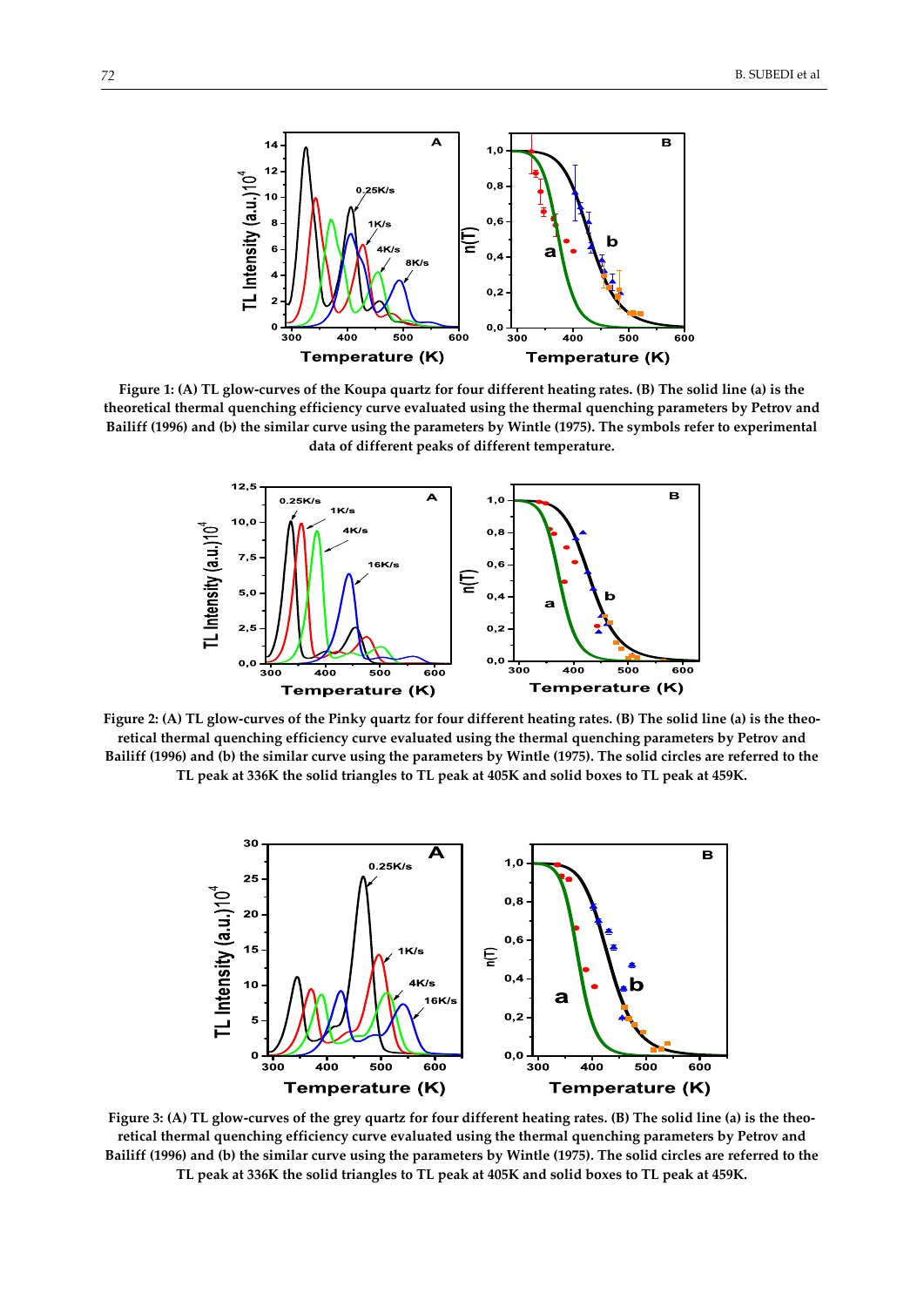**Figure 1: (A) TL glow-curves of the Koupa quartz for four different heating rates. (B) The solid line (a) is the theoretical thermal quenching efficiency curve evaluated using the thermal quenching parameters by Petrov and Bailiff (1996) and (b) the similar curve using the parameters by Wintle (1975). The symbols refer to experimental data of different peaks of different temperature.**

**Figure 2: (A) TL glow-curves of the Pinky quartz for four different heating rates. (B) The solid line (a) is the theoretical thermal quenching efficiency curve evaluated using the thermal quenching parameters by Petrov and Bailiff (1996) and (b) the similar curve using the parameters by Wintle (1975). The solid circles are referred to the TL peak at 336K the solid triangles to TL peak at 405K and solid boxes to TL peak at 459K.**

**Figure 3: (A) TL glow-curves of the grey quartz for four different heating rates. (B) The solid line (a) is the theoretical thermal quenching efficiency curve evaluated using the thermal quenching parameters by Petrov and Bailiff (1996) and (b) the similar curve using the parameters by Wintle (1975). The solid circles are referred to the TL peak at 336K the solid triangles to TL peak at 405K and solid boxes to TL peak at 459K.**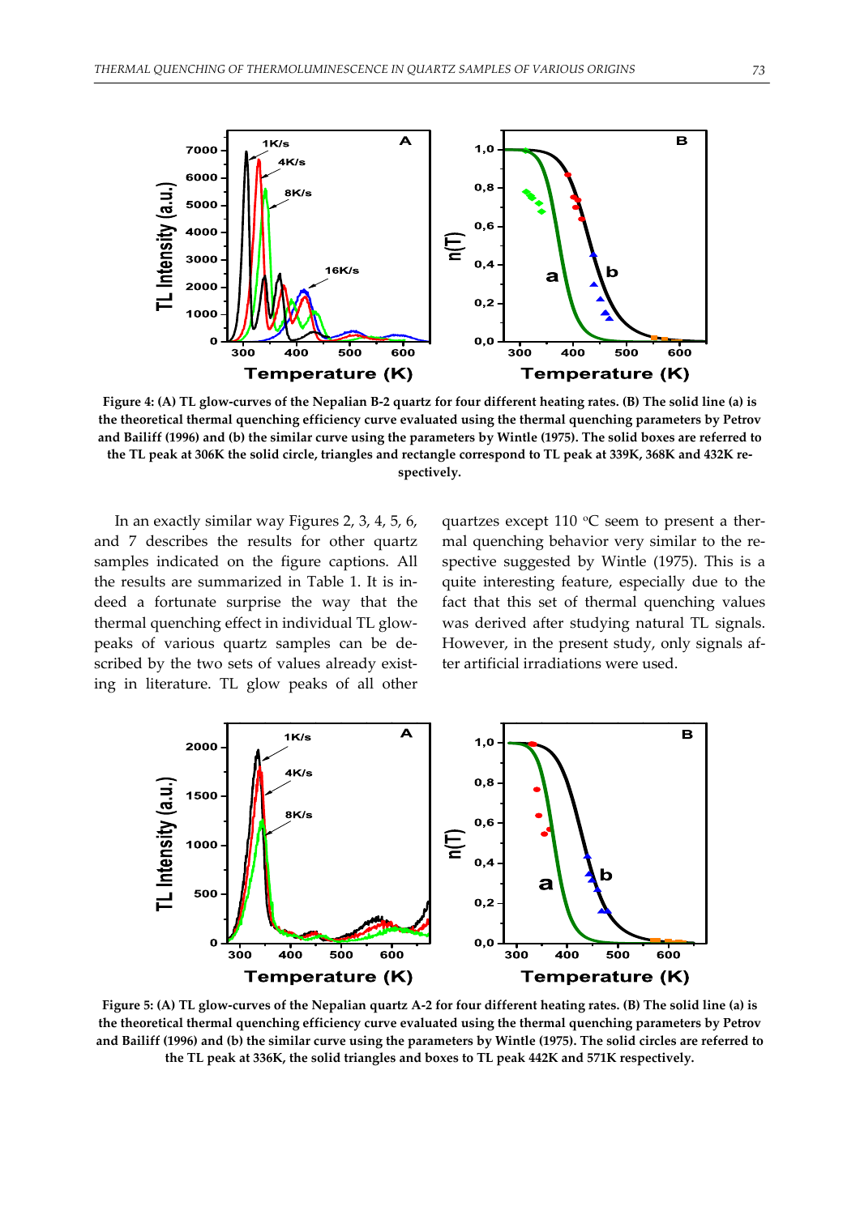**Figure 4: (A) TL glow-curves of the Nepalian B-2 quartz for four different heating rates. (B) The solid line (a) is the theoretical thermal quenching efficiency curve evaluated using the thermal quenching parameters by Petrov and Bailiff (1996) and (b) the similar curve using the parameters by Wintle (1975). The solid diamonds are referred to the TL peak at 306K the solid circle, triangles and rectangle correspond to TL peak at 339K, 368K and 432K respectively.**

In an exactly similar way Figures 2, 3, 4, 5, 6, and 7 describes the results for other quartz samples indicated on the figure captions. All the results are summarized in Table 1. It is indeed a fortunate surprise the way that the thermal quenching effect in individual TL glow-peaks of various quartz samples can be described by the two sets of values already existing in literature. TL glow peaks of all other quartzes except 110 $^{o}$C seem to present a thermal quenching behavior very similar to the respective suggested by Wintle (1975). This is a quite interesting feature, especially due to the fact that this set of thermal quenching values was derived after studying natural TL signals. However, in the present study, only signals after artificial irradiations were used.

**Figure 5: (A) TL glow-curves of the Nepalian quartz A-2 for four different heating rates. (B) The solid line (a) is the theoretical thermal quenching efficiency curve evaluated using the thermal quenching parameters by Petrov and Bailiff (1996) and (b) the similar curve using the parameters by Wintle (1975). The solid circles are referred to the TL peak at 336K, the solid triangles and boxes to TL peak 442K and 571K respectively.**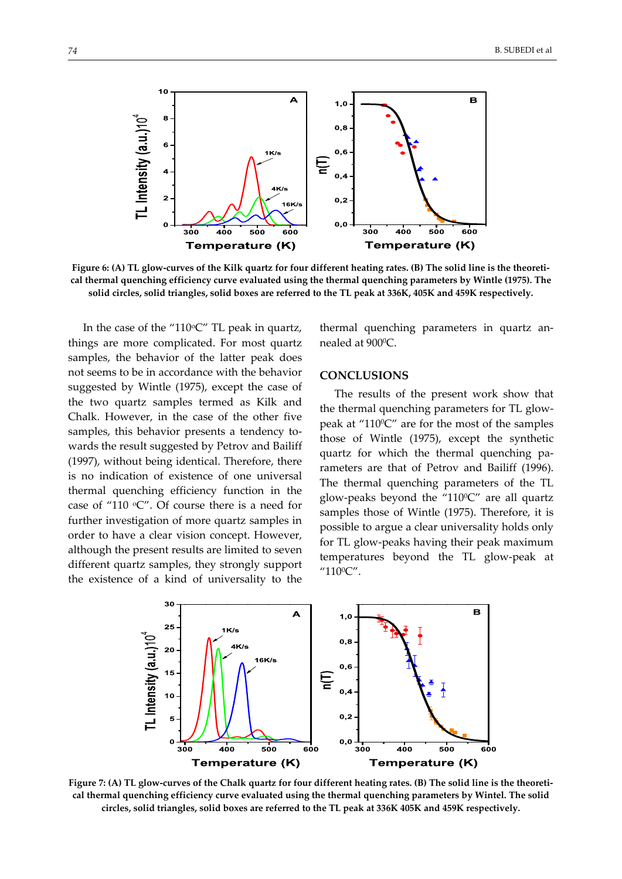**Figure 6: (A) TL glow-curves of the Kilk quartz for four different heating rates. (B) The solid line is the theoretical thermal quenching efficiency curve evaluated using the thermal quenching parameters by Wintle (1975). The solid circles, solid triangles, solid boxes are referred to the TL peak at 336K, 405K and 459K respectively.**

In the case of the "110°C" TL peak in quartz, things are more complicated. For most quartz samples, the behavior of the latter peak does not seems to be in accordance with the behavior suggested by Wintle (1975), except the case of the two quartz samples termed as Kilk and Chalk. However, in the case of the other five samples, this behavior presents a tendency towards the result suggested by Petrov and Bailiff (1997), without being identical. Therefore, there is no indication of existence of one universal thermal quenching efficiency function in the case of "110 °C". Of course there is a need for further investigation of more quartz samples in order to have a clear vision concept. However, although the present results are limited to seven different quartz samples, they strongly support the existence of a kind of universality to the thermal quenching parameters in quartz annealed at 900°C.

## CONCLUSIONS

The results of the present work show that the thermal quenching parameters for TL glow-peak at "110°C" are for the most of the samples those of Wintle (1975), except the synthetic quartz for which the thermal quenching parameters are that of Petrov and Bailiff (1996). The thermal quenching parameters of the TL glow-peaks beyond the "110°C" are all quartz samples those of Wintle (1975). Therefore, it is possible to argue a clear universality holds only for TL glow-peaks having their peak maximum temperatures beyond the TL glow-peak at "110°C".

**Figure 7: (A) TL glow-curves of the Chalk quartz for four different heating rates. (B) The solid line is the theoretical thermal quenching efficiency curve evaluated using the thermal quenching parameters by Wintel. The solid circles, solid triangles, solid boxes are referred to the TL peak at 336K 405K and 459K respectively.**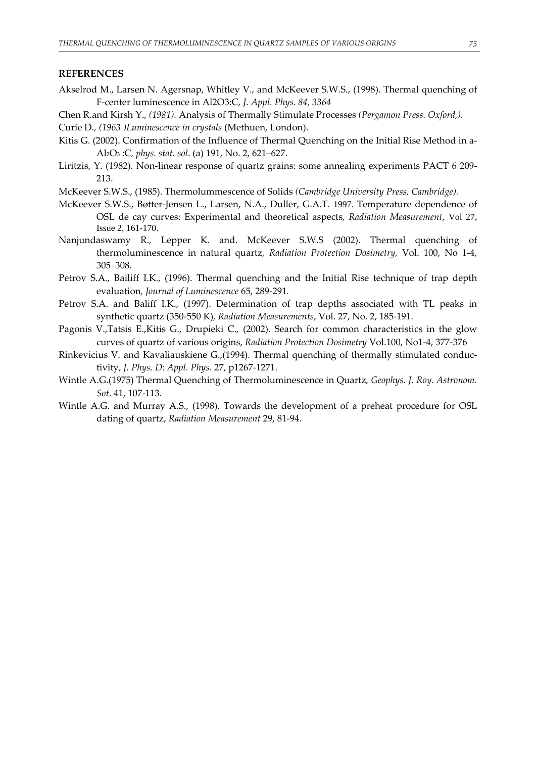## REFERENCES

Akselrod M., Larsen N. Agersnap, Whitley V., and McKeever S.W.S., (1998). Thermal quenching of F-center luminescence in Al2O3:C, *J. Appl. Phys. 84, 3364*

Chen R.and Kirsh Y., *(1981).* Analysis of Thermally Stimulate Processes *(Pergamon Press. Oxford,).*

Curie D., *(1963 )Luminescence in crystals* (Methuen, London).

Kitis G. (2002). Confirmation of the Influence of Thermal Quenching on the Initial Rise Method in a-$Al_2O_3$ :C, *phys. stat. sol*. (a) 191, No. 2, 621–627.

Liritzis, Y. (1982). Non-linear response of quartz grains: some annealing experiments PACT 6 209-213.

McKeever S.W.S., (1985). Thermolummescence of Solids *(Cambridge University Press, Cambridge).*

McKeever S.W.S., Bøtter-Jensen L., Larsen, N.A., Duller, G.A.T. 1997. Temperature dependence of OSL de cay curves: Experimental and theoretical aspects, *Radiation Measurement*, Vol 27, Issue 2, 161-170.

Nanjundaswamy R., Lepper K. and. McKeever S.W.S (2002). Thermal quenching of thermoluminescence in natural quartz, *Radiation Protection Dosimetry,* Vol. 100, No 1-4, 305–308.

Petrov S.A., Bailiff I.K., (1996). Thermal quenching and the Initial Rise technique of trap depth evaluation, *Journal of Luminescence* 65, 289-291*.*

Petrov S.A. and Baliff I.K., (1997). Determination of trap depths associated with TL peaks in synthetic quartz (350-550 K)*, Radiation Measurements*, Vol. 27, No. 2, 185-191.

Pagonis V.,Tatsis E.,Kitis G., Drupieki C., (2002). Search for common characteristics in the glow curves of quartz of various origins, *Radiation Protection Dosimetry* Vol.100, No1-4, 377-376

Rinkevicius V. and Kavaliauskiene G.,(1994). Thermal quenching of thermally stimulated conductivity, *J. Phys. D: Appl. Phys*. 27, p1267-1271.

Wintle A.G.(1975) Thermal Quenching of Thermoluminescence in Quartz*, Geophys. J. Roy*. *Astronom. Sot*. 41, 107-113.

Wintle A.G. and Murray A.S., (1998). Towards the development of a preheat procedure for OSL dating of quartz, *Radiation Measurement* 29, 81-94.